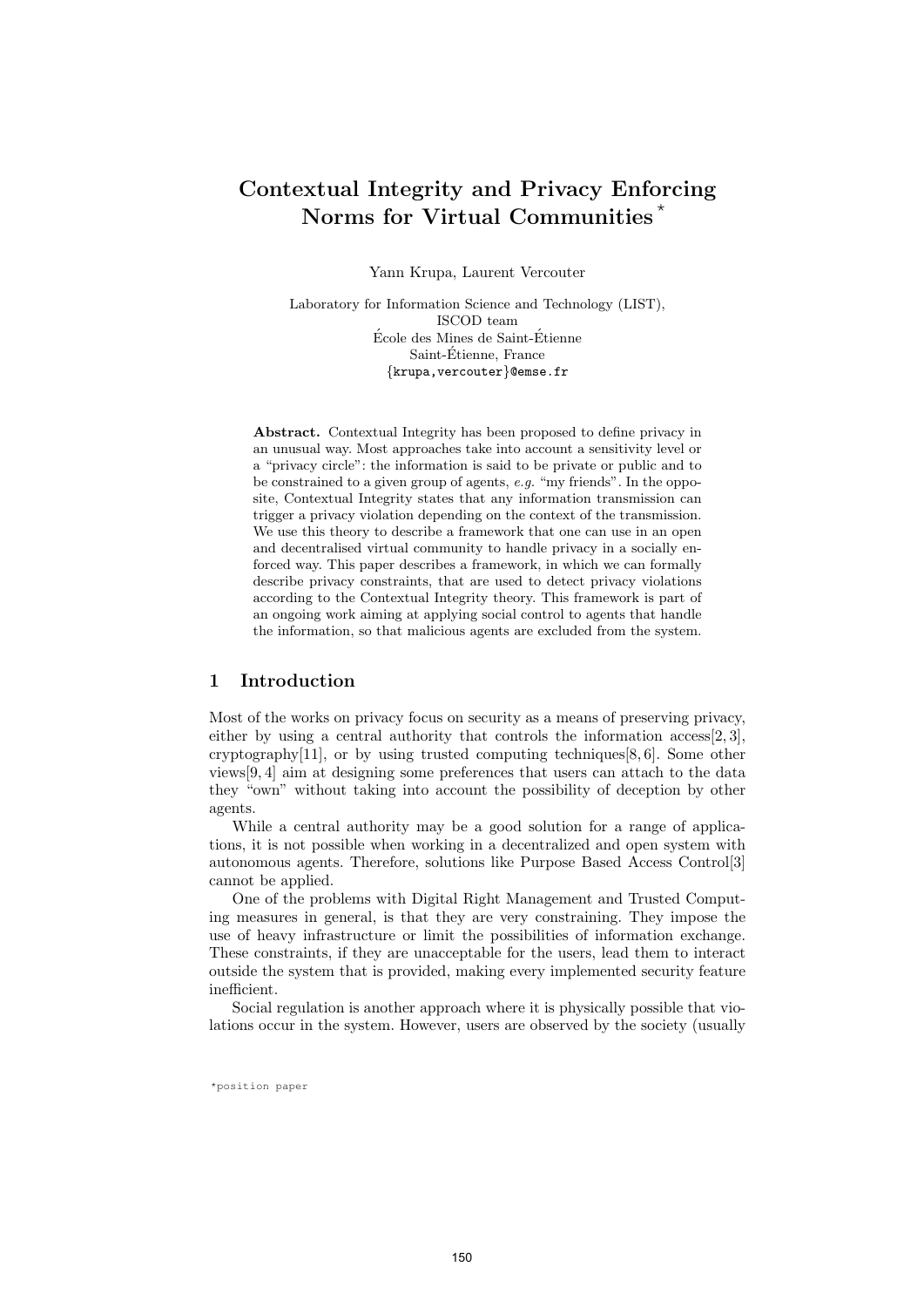# Contextual Integrity and Privacy Enforcing Norms for Virtual Communities *

Yann Krupa, Laurent Vercouter

Laboratory for Information Science and Technology (LIST),
ISCOD team
École des Mines de Saint-Étienne
Saint-Étienne, France
{krupa,vercouter}@emse.fr

**Abstract.** Contextual Integrity has been proposed to define privacy in an unusual way. Most approaches take into account a sensitivity level or a "privacy circle": the information is said to be private or public and to be constrained to a given group of agents, *e.g.* "my friends". In the opposite, Contextual Integrity states that any information transmission can trigger a privacy violation depending on the context of the transmission. We use this theory to describe a framework that one can use in an open and decentralised virtual community to handle privacy in a socially enforced way. This paper describes a framework, in which we can formally describe privacy constraints, that are used to detect privacy violations according to the Contextual Integrity theory. This framework is part of an ongoing work aiming at applying social control to agents that handle the information, so that malicious agents are excluded from the system.

## 1 Introduction

Most of the works on privacy focus on security as a means of preserving privacy, either by using a central authority that controls the information access[2, 3], cryptography[11], or by using trusted computing techniques[8, 6]. Some other views[9, 4] aim at designing some preferences that users can attach to the data they "own" without taking into account the possibility of deception by other agents.

While a central authority may be a good solution for a range of applications, it is not possible when working in a decentralized and open system with autonomous agents. Therefore, solutions like Purpose Based Access Control[3] cannot be applied.

One of the problems with Digital Right Management and Trusted Computing measures in general, is that they are very constraining. They impose the use of heavy infrastructure or limit the possibilities of information exchange. These constraints, if they are unacceptable for the users, lead them to interact outside the system that is provided, making every implemented security feature inefficient.

Social regulation is another approach where it is physically possible that violations occur in the system. However, users are observed by the society (usually

*position paper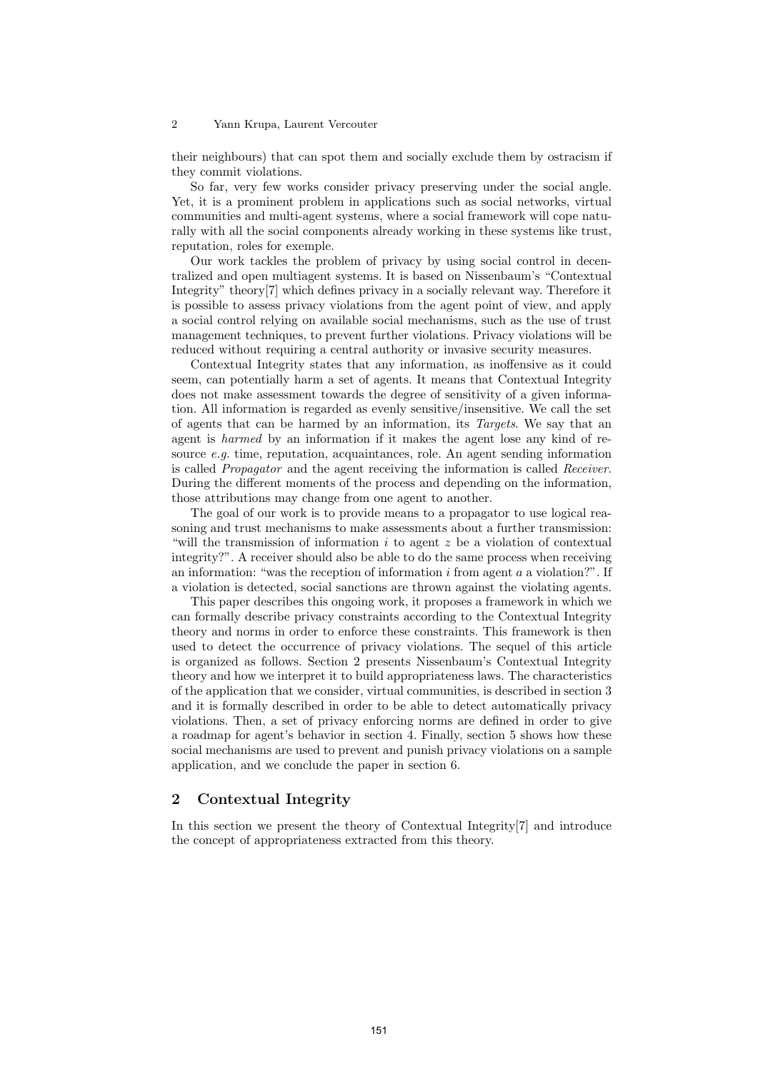their neighbours) that can spot them and socially exclude them by ostracism if they commit violations.

So far, very few works consider privacy preserving under the social angle. Yet, it is a prominent problem in applications such as social networks, virtual communities and multi-agent systems, where a social framework will cope naturally with all the social components already working in these systems like trust, reputation, roles for exemple.

Our work tackles the problem of privacy by using social control in decentralized and open multiagent systems. It is based on Nissenbaum's "Contextual Integrity" theory[7] which defines privacy in a socially relevant way. Therefore it is possible to assess privacy violations from the agent point of view, and apply a social control relying on available social mechanisms, such as the use of trust management techniques, to prevent further violations. Privacy violations will be reduced without requiring a central authority or invasive security measures.

Contextual Integrity states that any information, as inoffensive as it could seem, can potentially harm a set of agents. It means that Contextual Integrity does not make assessment towards the degree of sensitivity of a given information. All information is regarded as evenly sensitive/insensitive. We call the set of agents that can be harmed by an information, its *Targets*. We say that an agent is *harmed* by an information if it makes the agent lose any kind of resource *e.g.* time, reputation, acquaintances, role. An agent sending information is called *Propagator* and the agent receiving the information is called *Receiver*. During the different moments of the process and depending on the information, those attributions may change from one agent to another.

The goal of our work is to provide means to a propagator to use logical reasoning and trust mechanisms to make assessments about a further transmission: "will the transmission of information $i$ to agent $z$ be a violation of contextual integrity?". A receiver should also be able to do the same process when receiving an information: "was the reception of information $i$ from agent $a$ a violation?". If a violation is detected, social sanctions are thrown against the violating agents.

This paper describes this ongoing work, it proposes a framework in which we can formally describe privacy constraints according to the Contextual Integrity theory and norms in order to enforce these constraints. This framework is then used to detect the occurrence of privacy violations. The sequel of this article is organized as follows. Section 2 presents Nissenbaum's Contextual Integrity theory and how we interpret it to build appropriateness laws. The characteristics of the application that we consider, virtual communities, is described in section 3 and it is formally described in order to be able to detect automatically privacy violations. Then, a set of privacy enforcing norms are defined in order to give a roadmap for agent's behavior in section 4. Finally, section 5 shows how these social mechanisms are used to prevent and punish privacy violations on a sample application, and we conclude the paper in section 6.

## 2 Contextual Integrity

In this section we present the theory of Contextual Integrity[7] and introduce the concept of appropriateness extracted from this theory.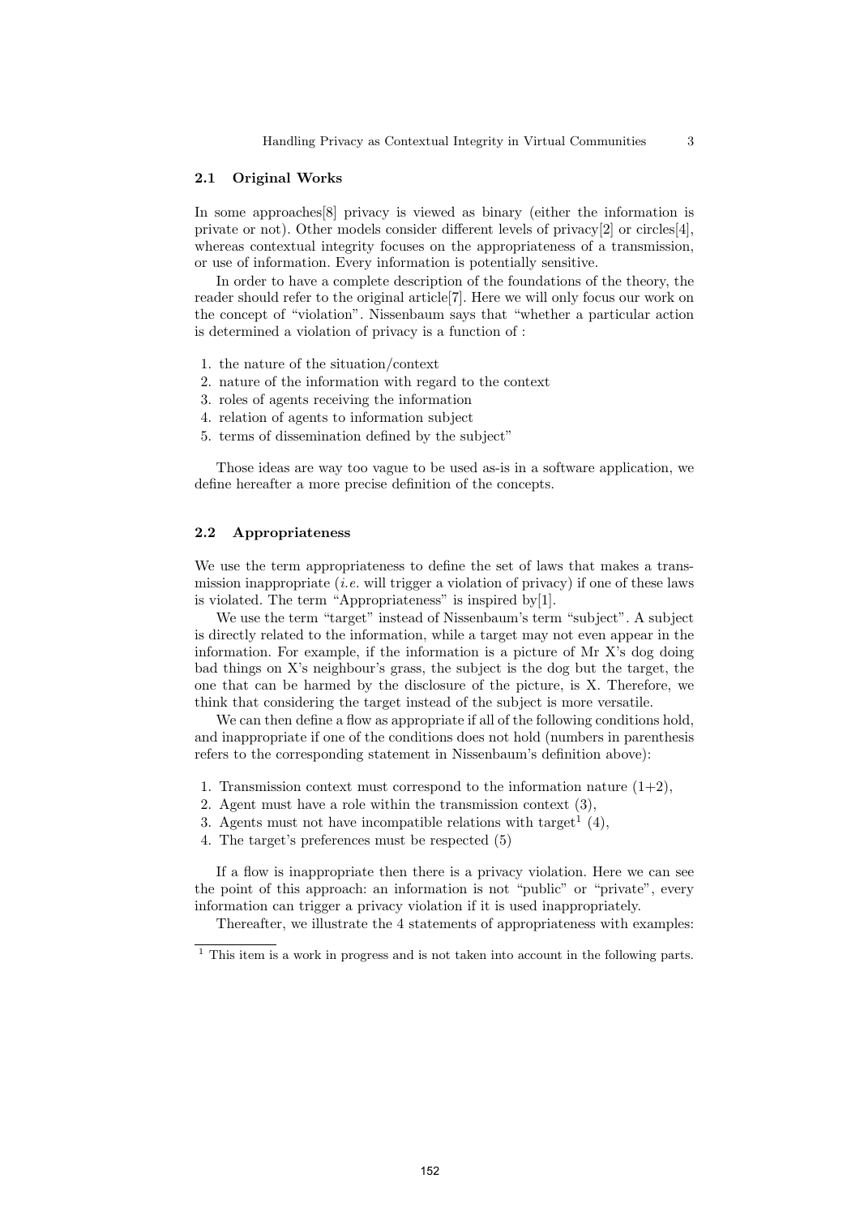### 2.1 Original Works

In some approaches[8] privacy is viewed as binary (either the information is private or not). Other models consider different levels of privacy[2] or circles[4], whereas contextual integrity focuses on the appropriateness of a transmission, or use of information. Every information is potentially sensitive.

In order to have a complete description of the foundations of the theory, the reader should refer to the original article[7]. Here we will only focus our work on the concept of "violation". Nissenbaum says that "whether a particular action is determined a violation of privacy is a function of :

1. the nature of the situation/context
2. nature of the information with regard to the context
3. roles of agents receiving the information
4. relation of agents to information subject
5. terms of dissemination defined by the subject"

Those ideas are way too vague to be used as-is in a software application, we define hereafter a more precise definition of the concepts.

### 2.2 Appropriateness

We use the term appropriateness to define the set of laws that makes a transmission inappropriate (*i.e.* will trigger a violation of privacy) if one of these laws is violated. The term "Appropriateness" is inspired by[1].

We use the term "target" instead of Nissenbaum's term "subject". A subject is directly related to the information, while a target may not even appear in the information. For example, if the information is a picture of Mr X's dog doing bad things on X's neighbour's grass, the subject is the dog but the target, the one that can be harmed by the disclosure of the picture, is X. Therefore, we think that considering the target instead of the subject is more versatile.

We can then define a flow as appropriate if all of the following conditions hold, and inappropriate if one of the conditions does not hold (numbers in parenthesis refers to the corresponding statement in Nissenbaum's definition above):

1. Transmission context must correspond to the information nature (1+2),
2. Agent must have a role within the transmission context (3),
3. Agents must not have incompatible relations with target[1] (4),
4. The target's preferences must be respected (5)

If a flow is inappropriate then there is a privacy violation. Here we can see the point of this approach: an information is not "public" or "private", every information can trigger a privacy violation if it is used inappropriately.

Thereafter, we illustrate the 4 statements of appropriateness with examples:

[1] This item is a work in progress and is not taken into account in the following parts.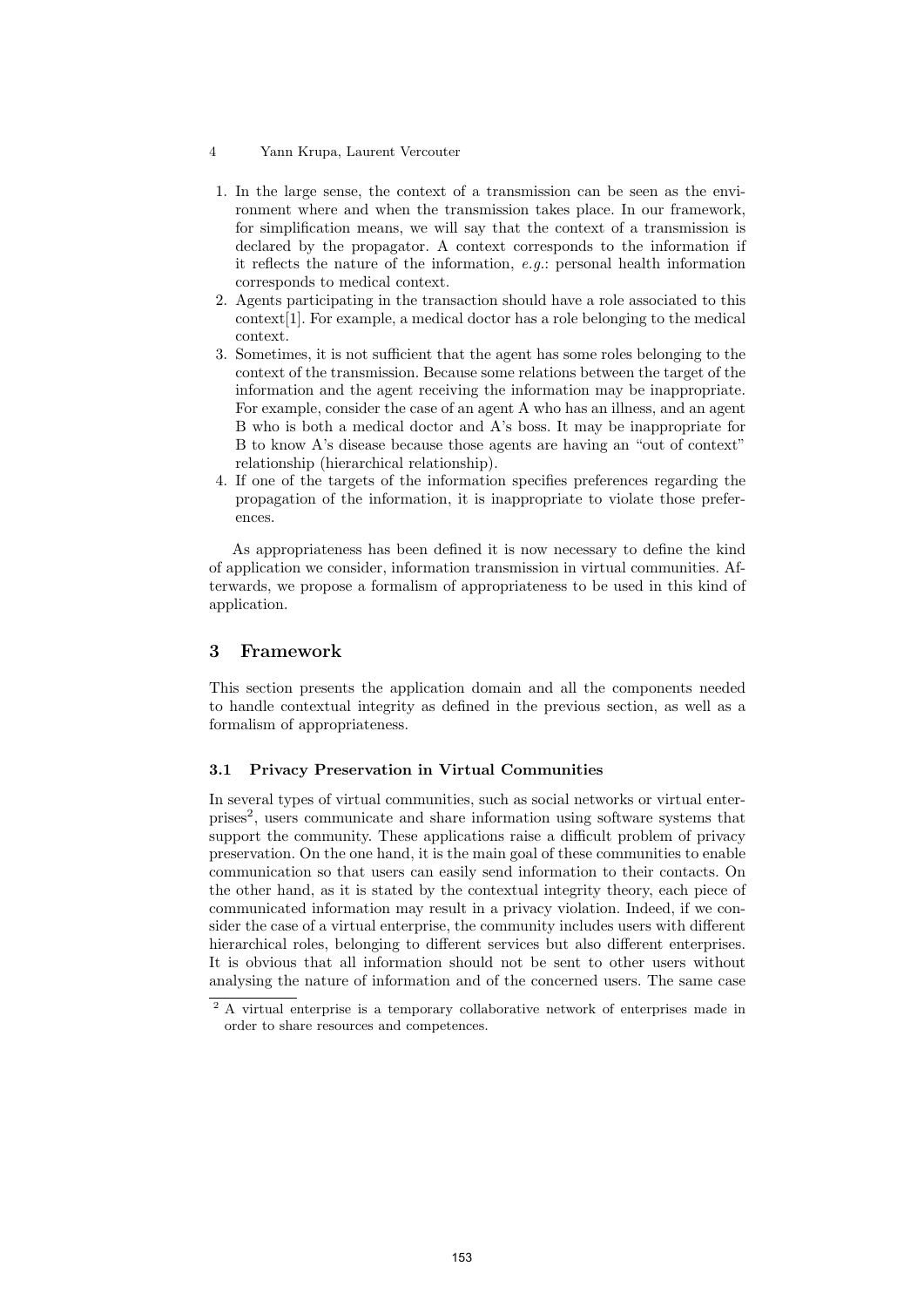1. In the large sense, the context of a transmission can be seen as the environment where and when the transmission takes place. In our framework, for simplification means, we will say that the context of a transmission is declared by the propagator. A context corresponds to the information if it reflects the nature of the information, *e.g.*: personal health information corresponds to medical context.
2. Agents participating in the transaction should have a role associated to this context[1]. For example, a medical doctor has a role belonging to the medical context.
3. Sometimes, it is not sufficient that the agent has some roles belonging to the context of the transmission. Because some relations between the target of the information and the agent receiving the information may be inappropriate. For example, consider the case of an agent A who has an illness, and an agent B who is both a medical doctor and A's boss. It may be inappropriate for B to know A's disease because those agents are having an "out of context" relationship (hierarchical relationship).
4. If one of the targets of the information specifies preferences regarding the propagation of the information, it is inappropriate to violate those preferences.

As appropriateness has been defined it is now necessary to define the kind of application we consider, information transmission in virtual communities. Afterwards, we propose a formalism of appropriateness to be used in this kind of application.

## 3 Framework

This section presents the application domain and all the components needed to handle contextual integrity as defined in the previous section, as well as a formalism of appropriateness.

### 3.1 Privacy Preservation in Virtual Communities

In several types of virtual communities, such as social networks or virtual enterprises[2], users communicate and share information using software systems that support the community. These applications raise a difficult problem of privacy preservation. On the one hand, it is the main goal of these communities to enable communication so that users can easily send information to their contacts. On the other hand, as it is stated by the contextual integrity theory, each piece of communicated information may result in a privacy violation. Indeed, if we consider the case of a virtual enterprise, the community includes users with different hierarchical roles, belonging to different services but also different enterprises. It is obvious that all information should not be sent to other users without analysing the nature of information and of the concerned users. The same case

[2] A virtual enterprise is a temporary collaborative network of enterprises made in order to share resources and competences.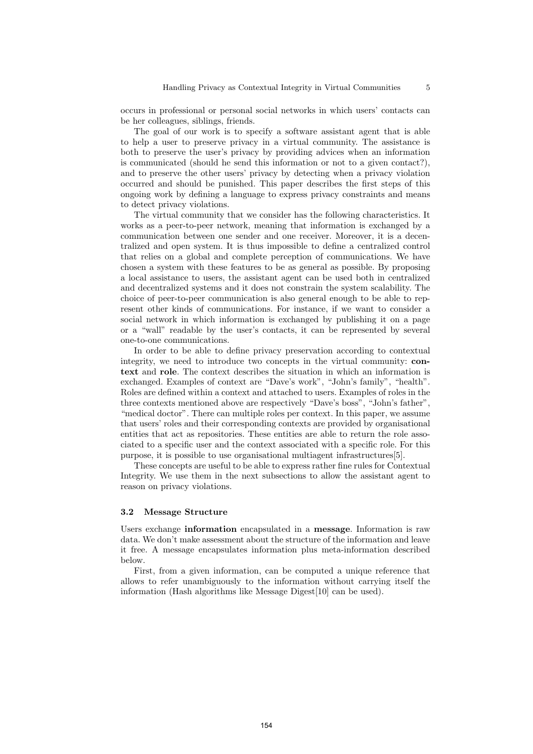occurs in professional or personal social networks in which users' contacts can be her colleagues, siblings, friends.

The goal of our work is to specify a software assistant agent that is able to help a user to preserve privacy in a virtual community. The assistance is both to preserve the user's privacy by providing advices when an information is communicated (should he send this information or not to a given contact?), and to preserve the other users' privacy by detecting when a privacy violation occurred and should be punished. This paper describes the first steps of this ongoing work by defining a language to express privacy constraints and means to detect privacy violations.

The virtual community that we consider has the following characteristics. It works as a peer-to-peer network, meaning that information is exchanged by a communication between one sender and one receiver. Moreover, it is a decentralized and open system. It is thus impossible to define a centralized control that relies on a global and complete perception of communications. We have chosen a system with these features to be as general as possible. By proposing a local assistance to users, the assistant agent can be used both in centralized and decentralized systems and it does not constrain the system scalability. The choice of peer-to-peer communication is also general enough to be able to represent other kinds of communications. For instance, if we want to consider a social network in which information is exchanged by publishing it on a page or a "wall" readable by the user's contacts, it can be represented by several one-to-one communications.

In order to be able to define privacy preservation according to contextual integrity, we need to introduce two concepts in the virtual community: **context** and **role**. The context describes the situation in which an information is exchanged. Examples of context are "Dave's work", "John's family", "health". Roles are defined within a context and attached to users. Examples of roles in the three contexts mentioned above are respectively "Dave's boss", "John's father", "medical doctor". There can multiple roles per context. In this paper, we assume that users' roles and their corresponding contexts are provided by organisational entities that act as repositories. These entities are able to return the role associated to a specific user and the context associated with a specific role. For this purpose, it is possible to use organisational multiagent infrastructures[5].

These concepts are useful to be able to express rather fine rules for Contextual Integrity. We use them in the next subsections to allow the assistant agent to reason on privacy violations.

### 3.2 Message Structure

Users exchange **information** encapsulated in a **message**. Information is raw data. We don't make assessment about the structure of the information and leave it free. A message encapsulates information plus meta-information described below.

First, from a given information, can be computed a unique reference that allows to refer unambiguously to the information without carrying itself the information (Hash algorithms like Message Digest[10] can be used).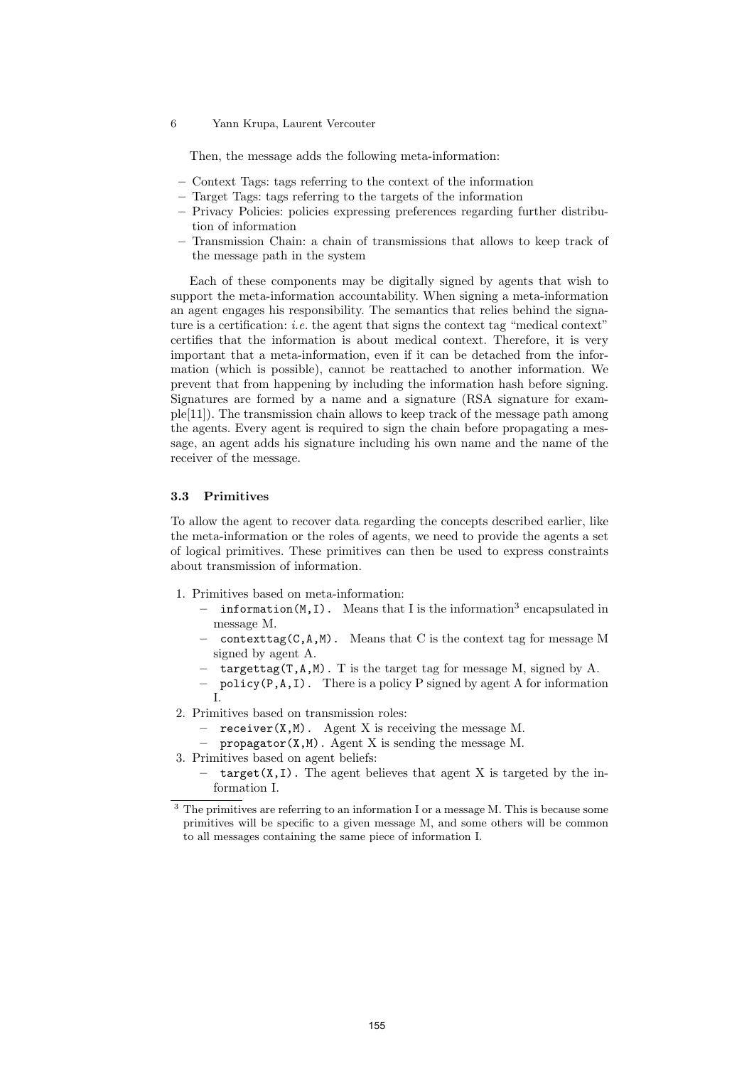Then, the message adds the following meta-information:

- Context Tags: tags referring to the context of the information
- Target Tags: tags referring to the targets of the information
- Privacy Policies: policies expressing preferences regarding further distribution of information
- Transmission Chain: a chain of transmissions that allows to keep track of the message path in the system

Each of these components may be digitally signed by agents that wish to support the meta-information accountability. When signing a meta-information an agent engages his responsibility. The semantics that relies behind the signature is a certification: *i.e.* the agent that signs the context tag "medical context" certifies that the information is about medical context. Therefore, it is very important that a meta-information, even if it can be detached from the information (which is possible), cannot be reattached to another information. We prevent that from happening by including the information hash before signing. Signatures are formed by a name and a signature (RSA signature for example[11]). The transmission chain allows to keep track of the message path among the agents. Every agent is required to sign the chain before propagating a message, an agent adds his signature including his own name and the name of the receiver of the message.

### 3.3 Primitives

To allow the agent to recover data regarding the concepts described earlier, like the meta-information or the roles of agents, we need to provide the agents a set of logical primitives. These primitives can then be used to express constraints about transmission of information.

1. Primitives based on meta-information:
   - `information(M,I).` Means that I is the information[3] encapsulated in message M.
   - `contexttag(C,A,M).` Means that C is the context tag for message M signed by agent A.
   - `targettag(T,A,M).` T is the target tag for message M, signed by A.
   - `policy(P,A,I).` There is a policy P signed by agent A for information I.
2. Primitives based on transmission roles:
   - `receiver(X,M).` Agent X is receiving the message M.
   - `propagator(X,M).` Agent X is sending the message M.
3. Primitives based on agent beliefs:
   - `target(X,I).` The agent believes that agent X is targeted by the information I.

[3] The primitives are referring to an information I or a message M. This is because some primitives will be specific to a given message M, and some others will be common to all messages containing the same piece of information I.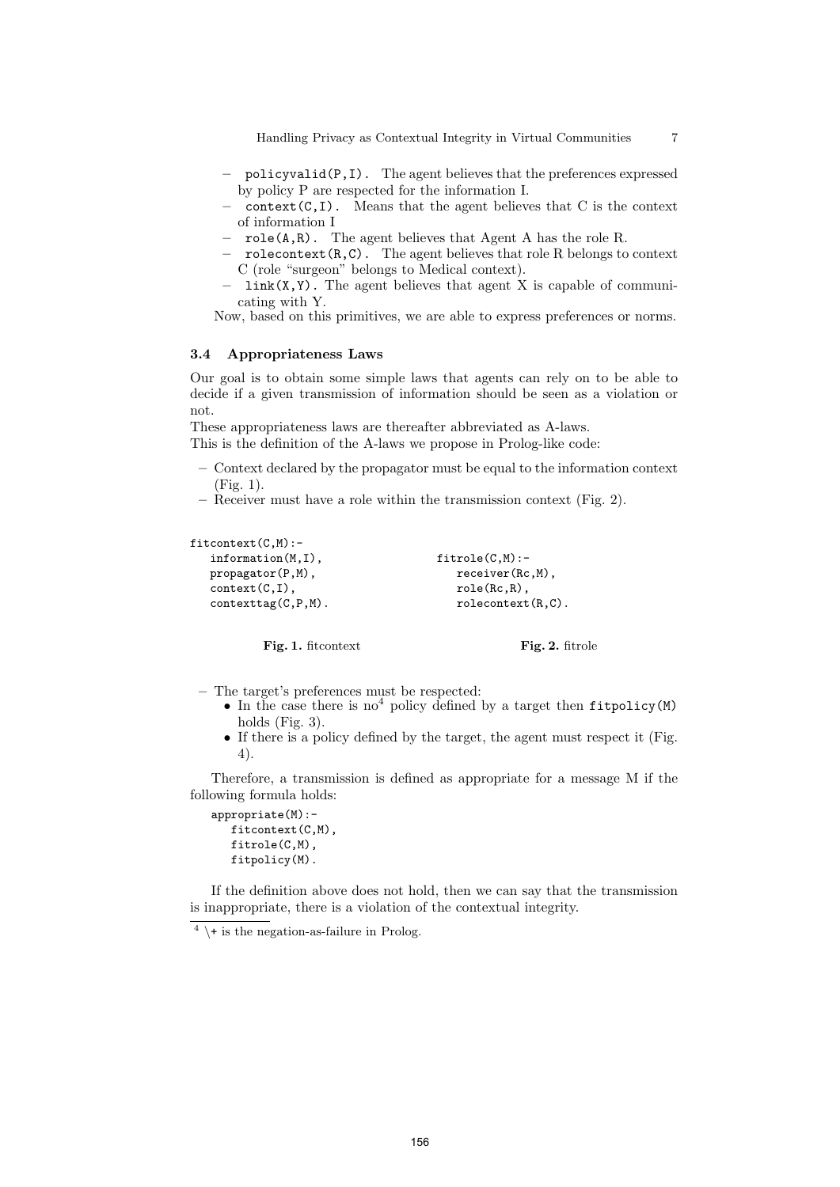- `policyvalid(P,I).` The agent believes that the preferences expressed by policy P are respected for the information I.
- `context(C,I).` Means that the agent believes that C is the context of information I
- `role(A,R).` The agent believes that Agent A has the role R.
- `rolecontext(R,C).` The agent believes that role R belongs to context C (role "surgeon" belongs to Medical context).
- `link(X,Y).` The agent believes that agent X is capable of communicating with Y.

Now, based on this primitives, we are able to express preferences or norms.

### 3.4 Appropriateness Laws

Our goal is to obtain some simple laws that agents can rely on to be able to decide if a given transmission of information should be seen as a violation or not.

These appropriateness laws are thereafter abbreviated as A-laws.

This is the definition of the A-laws we propose in Prolog-like code:

- Context declared by the propagator must be equal to the information context (Fig. 1).
- Receiver must have a role within the transmission context (Fig. 2).

```
fitcontext(C,M):-
   information(M,I),
   propagator(P,M),
   context(C,I),
   contexttag(C,P,M).
```

**Fig. 1.** fitcontext

```
fitrole(C,M):-
   receiver(Rc,M),
   role(Rc,R),
   rolecontext(R,C).
```

**Fig. 2.** fitrole

- The target's preferences must be respected:
  - In the case there is no[4] policy defined by a target then `fitpolicy(M)` holds (Fig. 3).
  - If there is a policy defined by the target, the agent must respect it (Fig. 4).

Therefore, a transmission is defined as appropriate for a message M if the following formula holds:

```
appropriate(M):-
   fitcontext(C,M),
   fitrole(C,M),
   fitpolicy(M).
```

If the definition above does not hold, then we can say that the transmission is inappropriate, there is a violation of the contextual integrity.

[4] `\+` is the negation-as-failure in Prolog.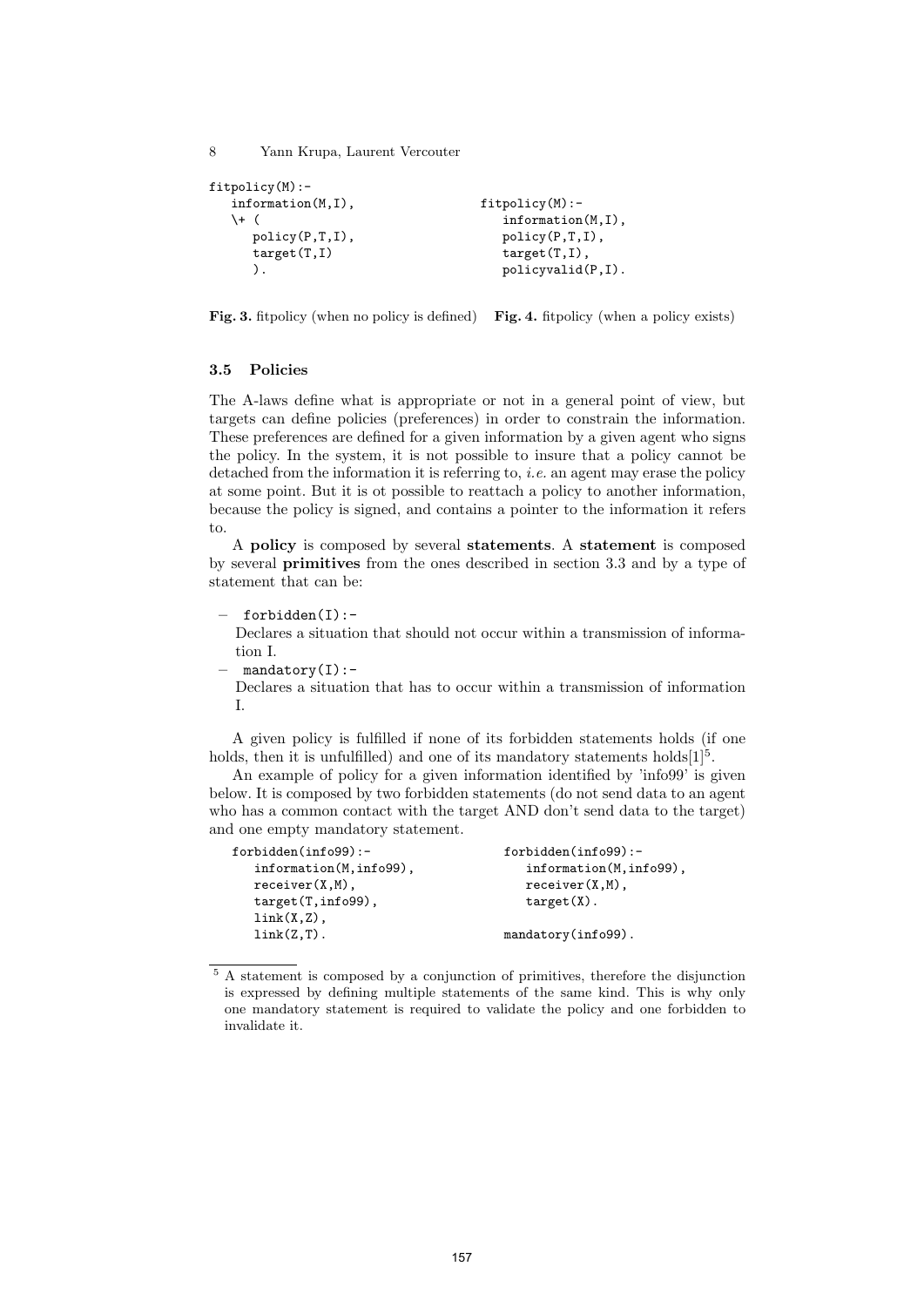```
fitpolicy(M):-
   information(M,I),
   \+ (
      policy(P,T,I),
      target(T,I)
      ).
```

**Fig. 3.** fitpolicy (when no policy is defined)

```
fitpolicy(M):-
   information(M,I),
   policy(P,T,I),
   target(T,I),
   policyvalid(P,I).
```

**Fig. 4.** fitpolicy (when a policy exists)

### 3.5 Policies

The A-laws define what is appropriate or not in a general point of view, but targets can define policies (preferences) in order to constrain the information. These preferences are defined for a given information by a given agent who signs the policy. In the system, it is not possible to insure that a policy cannot be detached from the information it is referring to, *i.e.* an agent may erase the policy at some point. But it is ot possible to reattach a policy to another information, because the policy is signed, and contains a pointer to the information it refers to.

A **policy** is composed by several **statements**. A **statement** is composed by several **primitives** from the ones described in section 3.3 and by a type of statement that can be:

- `forbidden(I):-`
  Declares a situation that should not occur within a transmission of information I.
- `mandatory(I):-`
  Declares a situation that has to occur within a transmission of information I.

A given policy is fulfilled if none of its forbidden statements holds (if one holds, then it is unfulfilled) and one of its mandatory statements holds[1][5].

An example of policy for a given information identified by 'info99' is given below. It is composed by two forbidden statements (do not send data to an agent who has a common contact with the target AND don't send data to the target) and one empty mandatory statement.

```
forbidden(info99):-
   information(M,info99),
   receiver(X,M),
   target(T,info99),
   link(X,Z),
   link(Z,T).
```

```
forbidden(info99):-
   information(M,info99),
   receiver(X,M),
   target(X).

mandatory(info99).
```

[5] A statement is composed by a conjunction of primitives, therefore the disjunction is expressed by defining multiple statements of the same kind. This is why only one mandatory statement is required to validate the policy and one forbidden to invalidate it.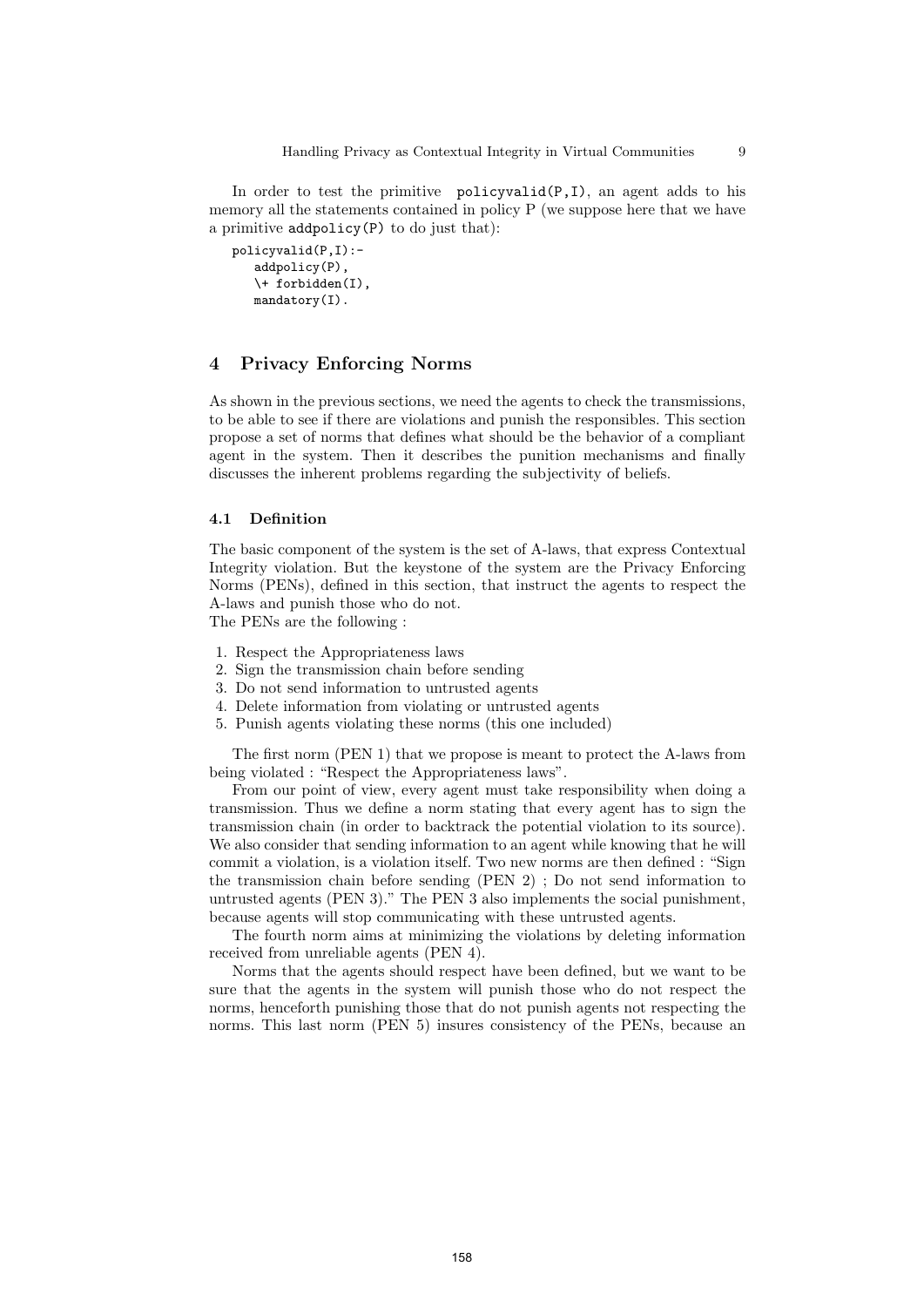In order to test the primitive `policyvalid(P,I)`, an agent adds to his memory all the statements contained in policy P (we suppose here that we have a primitive `addpolicy(P)` to do just that):

```
policyvalid(P,I):-
    addpolicy(P),
    \+ forbidden(I),
    mandatory(I).
```

## 4 Privacy Enforcing Norms

As shown in the previous sections, we need the agents to check the transmissions, to be able to see if there are violations and punish the responsibles. This section propose a set of norms that defines what should be the behavior of a compliant agent in the system. Then it describes the punition mechanisms and finally discusses the inherent problems regarding the subjectivity of beliefs.

### 4.1 Definition

The basic component of the system is the set of A-laws, that express Contextual Integrity violation. But the keystone of the system are the Privacy Enforcing Norms (PENs), defined in this section, that instruct the agents to respect the A-laws and punish those who do not.
The PENs are the following :

1. Respect the Appropriateness laws
2. Sign the transmission chain before sending
3. Do not send information to untrusted agents
4. Delete information from violating or untrusted agents
5. Punish agents violating these norms (this one included)

The first norm (PEN 1) that we propose is meant to protect the A-laws from being violated : "Respect the Appropriateness laws".

From our point of view, every agent must take responsibility when doing a transmission. Thus we define a norm stating that every agent has to sign the transmission chain (in order to backtrack the potential violation to its source). We also consider that sending information to an agent while knowing that he will commit a violation, is a violation itself. Two new norms are then defined : "Sign the transmission chain before sending (PEN 2) ; Do not send information to untrusted agents (PEN 3)." The PEN 3 also implements the social punishment, because agents will stop communicating with these untrusted agents.

The fourth norm aims at minimizing the violations by deleting information received from unreliable agents (PEN 4).

Norms that the agents should respect have been defined, but we want to be sure that the agents in the system will punish those who do not respect the norms, henceforth punishing those that do not punish agents not respecting the norms. This last norm (PEN 5) insures consistency of the PENs, because an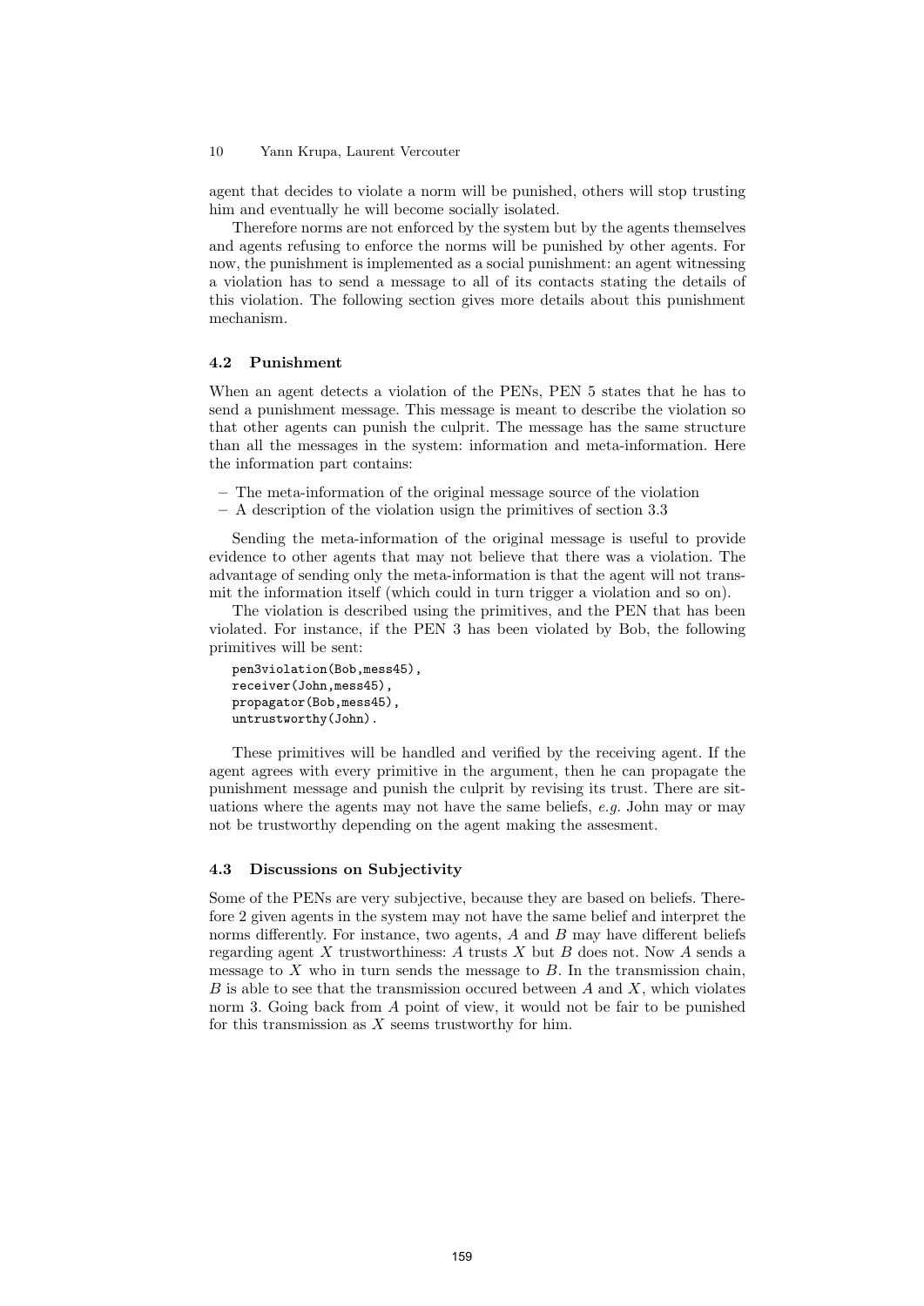agent that decides to violate a norm will be punished, others will stop trusting him and eventually he will become socially isolated.

Therefore norms are not enforced by the system but by the agents themselves and agents refusing to enforce the norms will be punished by other agents. For now, the punishment is implemented as a social punishment: an agent witnessing a violation has to send a message to all of its contacts stating the details of this violation. The following section gives more details about this punishment mechanism.

### 4.2 Punishment

When an agent detects a violation of the PENs, PEN 5 states that he has to send a punishment message. This message is meant to describe the violation so that other agents can punish the culprit. The message has the same structure than all the messages in the system: information and meta-information. Here the information part contains:

- The meta-information of the original message source of the violation
- A description of the violation usign the primitives of section 3.3

Sending the meta-information of the original message is useful to provide evidence to other agents that may not believe that there was a violation. The advantage of sending only the meta-information is that the agent will not transmit the information itself (which could in turn trigger a violation and so on).

The violation is described using the primitives, and the PEN that has been violated. For instance, if the PEN 3 has been violated by Bob, the following primitives will be sent:

```
pen3violation(Bob,mess45),
receiver(John,mess45),
propagator(Bob,mess45),
untrustworthy(John).
```

These primitives will be handled and verified by the receiving agent. If the agent agrees with every primitive in the argument, then he can propagate the punishment message and punish the culprit by revising its trust. There are situations where the agents may not have the same beliefs, *e.g.* John may or may not be trustworthy depending on the agent making the assesment.

### 4.3 Discussions on Subjectivity

Some of the PENs are very subjective, because they are based on beliefs. Therefore 2 given agents in the system may not have the same belief and interpret the norms differently. For instance, two agents, $A$ and $B$ may have different beliefs regarding agent $X$ trustworthiness: $A$ trusts $X$ but $B$ does not. Now $A$ sends a message to $X$ who in turn sends the message to $B$. In the transmission chain, $B$ is able to see that the transmission occured between $A$ and $X$, which violates norm 3. Going back from $A$ point of view, it would not be fair to be punished for this transmission as $X$ seems trustworthy for him.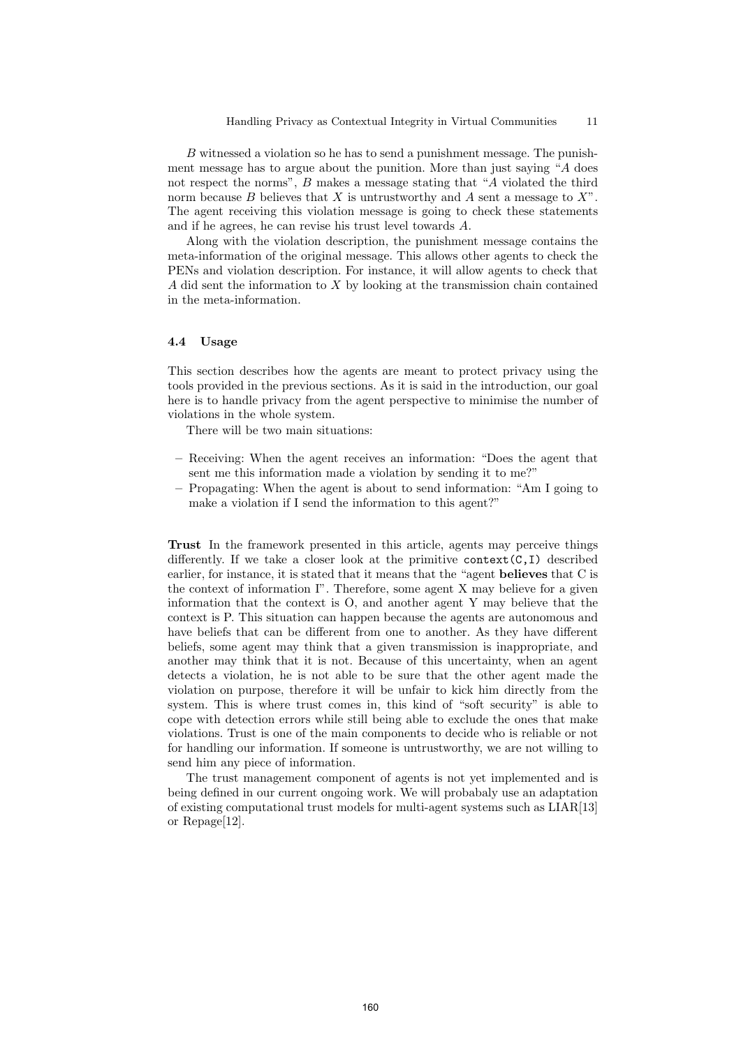$B$ witnessed a violation so he has to send a punishment message. The punishment message has to argue about the punition. More than just saying "$A$ does not respect the norms", $B$ makes a message stating that "$A$ violated the third norm because $B$ believes that $X$ is untrustworthy and $A$ sent a message to $X$". The agent receiving this violation message is going to check these statements and if he agrees, he can revise his trust level towards $A$.

Along with the violation description, the punishment message contains the meta-information of the original message. This allows other agents to check the PENs and violation description. For instance, it will allow agents to check that $A$ did sent the information to $X$ by looking at the transmission chain contained in the meta-information.

### 4.4 Usage

This section describes how the agents are meant to protect privacy using the tools provided in the previous sections. As it is said in the introduction, our goal here is to handle privacy from the agent perspective to minimise the number of violations in the whole system.

There will be two main situations:

- Receiving: When the agent receives an information: "Does the agent that sent me this information made a violation by sending it to me?"
- Propagating: When the agent is about to send information: "Am I going to make a violation if I send the information to this agent?"

**Trust** In the framework presented in this article, agents may perceive things differently. If we take a closer look at the primitive `context(C,I)` described earlier, for instance, it is stated that it means that the "agent **believes** that C is the context of information I". Therefore, some agent X may believe for a given information that the context is O, and another agent Y may believe that the context is P. This situation can happen because the agents are autonomous and have beliefs that can be different from one to another. As they have different beliefs, some agent may think that a given transmission is inappropriate, and another may think that it is not. Because of this uncertainty, when an agent detects a violation, he is not able to be sure that the other agent made the violation on purpose, therefore it will be unfair to kick him directly from the system. This is where trust comes in, this kind of "soft security" is able to cope with detection errors while still being able to exclude the ones that make violations. Trust is one of the main components to decide who is reliable or not for handling our information. If someone is untrustworthy, we are not willing to send him any piece of information.

The trust management component of agents is not yet implemented and is being defined in our current ongoing work. We will probabaly use an adaptation of existing computational trust models for multi-agent systems such as LIAR[13] or Repage[12].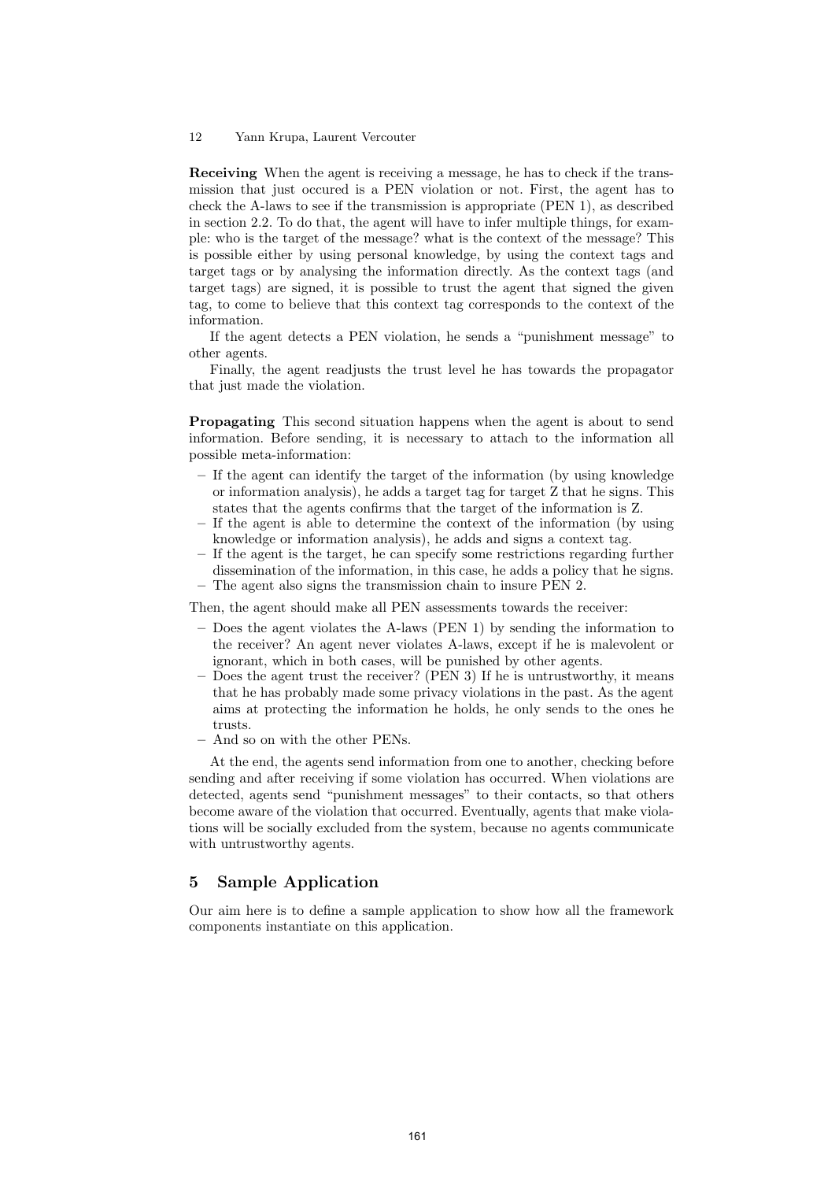**Receiving** When the agent is receiving a message, he has to check if the transmission that just occured is a PEN violation or not. First, the agent has to check the A-laws to see if the transmission is appropriate (PEN 1), as described in section 2.2. To do that, the agent will have to infer multiple things, for example: who is the target of the message? what is the context of the message? This is possible either by using personal knowledge, by using the context tags and target tags or by analysing the information directly. As the context tags (and target tags) are signed, it is possible to trust the agent that signed the given tag, to come to believe that this context tag corresponds to the context of the information.

If the agent detects a PEN violation, he sends a "punishment message" to other agents.

Finally, the agent readjusts the trust level he has towards the propagator that just made the violation.

**Propagating** This second situation happens when the agent is about to send information. Before sending, it is necessary to attach to the information all possible meta-information:

- If the agent can identify the target of the information (by using knowledge or information analysis), he adds a target tag for target Z that he signs. This states that the agents confirms that the target of the information is Z.
- If the agent is able to determine the context of the information (by using knowledge or information analysis), he adds and signs a context tag.
- If the agent is the target, he can specify some restrictions regarding further dissemination of the information, in this case, he adds a policy that he signs.
- The agent also signs the transmission chain to insure PEN 2.

Then, the agent should make all PEN assessments towards the receiver:

- Does the agent violates the A-laws (PEN 1) by sending the information to the receiver? An agent never violates A-laws, except if he is malevolent or ignorant, which in both cases, will be punished by other agents.
- Does the agent trust the receiver? (PEN 3) If he is untrustworthy, it means that he has probably made some privacy violations in the past. As the agent aims at protecting the information he holds, he only sends to the ones he trusts.
- And so on with the other PENs.

At the end, the agents send information from one to another, checking before sending and after receiving if some violation has occurred. When violations are detected, agents send "punishment messages" to their contacts, so that others become aware of the violation that occurred. Eventually, agents that make violations will be socially excluded from the system, because no agents communicate with untrustworthy agents.

## 5 Sample Application

Our aim here is to define a sample application to show how all the framework components instantiate on this application.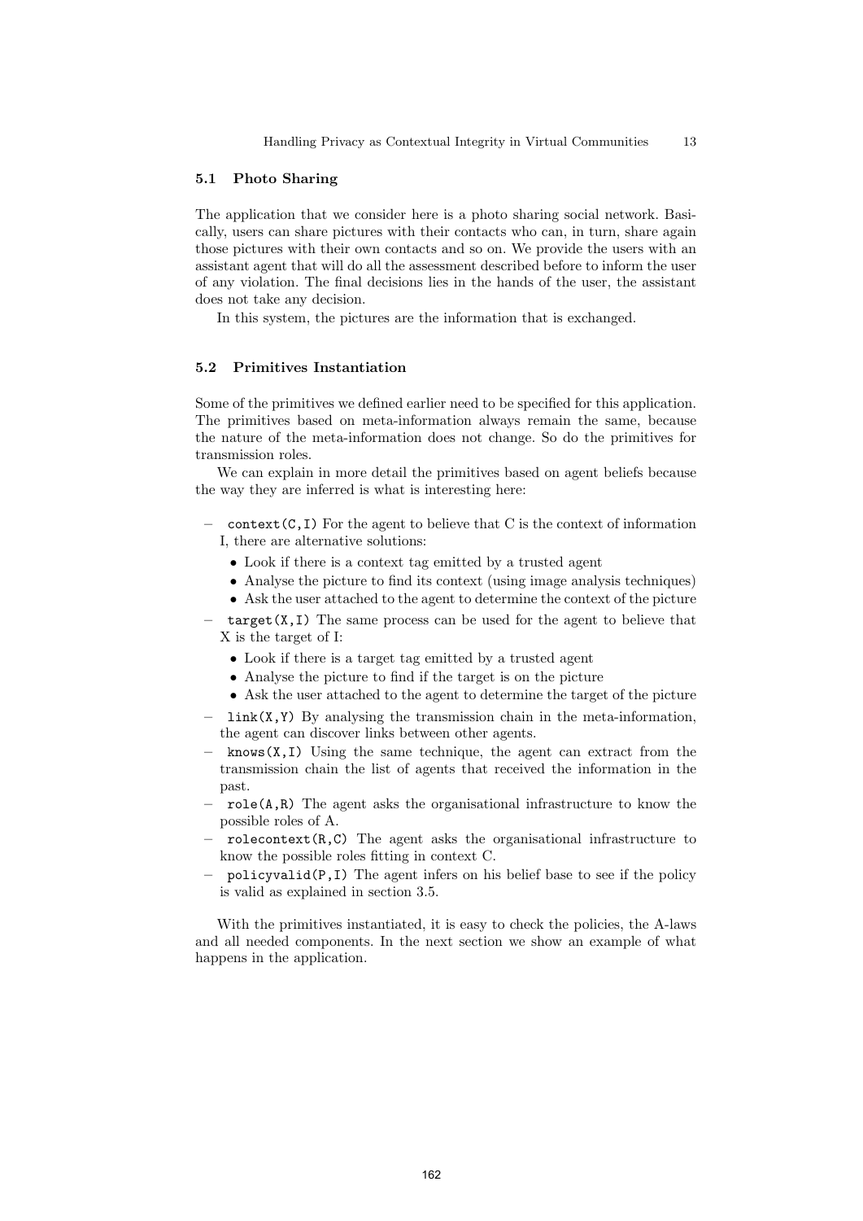### 5.1 Photo Sharing

The application that we consider here is a photo sharing social network. Basically, users can share pictures with their contacts who can, in turn, share again those pictures with their own contacts and so on. We provide the users with an assistant agent that will do all the assessment described before to inform the user of any violation. The final decisions lies in the hands of the user, the assistant does not take any decision.

In this system, the pictures are the information that is exchanged.

### 5.2 Primitives Instantiation

Some of the primitives we defined earlier need to be specified for this application. The primitives based on meta-information always remain the same, because the nature of the meta-information does not change. So do the primitives for transmission roles.

We can explain in more detail the primitives based on agent beliefs because the way they are inferred is what is interesting here:

- `context(C,I)` For the agent to believe that C is the context of information I, there are alternative solutions:
  - Look if there is a context tag emitted by a trusted agent
  - Analyse the picture to find its context (using image analysis techniques)
  - Ask the user attached to the agent to determine the context of the picture
- `target(X,I)` The same process can be used for the agent to believe that X is the target of I:
  - Look if there is a target tag emitted by a trusted agent
  - Analyse the picture to find if the target is on the picture
  - Ask the user attached to the agent to determine the target of the picture
- `link(X,Y)` By analysing the transmission chain in the meta-information, the agent can discover links between other agents.
- `knows(X,I)` Using the same technique, the agent can extract from the transmission chain the list of agents that received the information in the past.
- `role(A,R)` The agent asks the organisational infrastructure to know the possible roles of A.
- `rolecontext(R,C)` The agent asks the organisational infrastructure to know the possible roles fitting in context C.
- `policyvalid(P,I)` The agent infers on his belief base to see if the policy is valid as explained in section 3.5.

With the primitives instantiated, it is easy to check the policies, the A-laws and all needed components. In the next section we show an example of what happens in the application.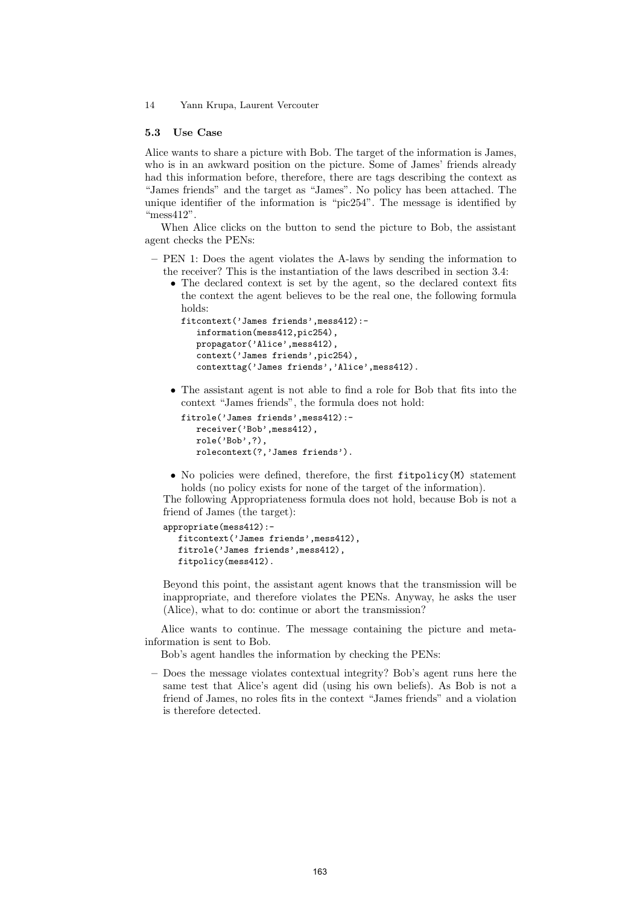### 5.3 Use Case

Alice wants to share a picture with Bob. The target of the information is James, who is in an awkward position on the picture. Some of James' friends already had this information before, therefore, there are tags describing the context as "James friends" and the target as "James". No policy has been attached. The unique identifier of the information is "pic254". The message is identified by "mess412".

When Alice clicks on the button to send the picture to Bob, the assistant agent checks the PENs:

- PEN 1: Does the agent violates the A-laws by sending the information to the receiver? This is the instantiation of the laws described in section 3.4:
  - The declared context is set by the agent, so the declared context fits the context the agent believes to be the real one, the following formula holds:

    ```
    fitcontext('James friends',mess412):-
       information(mess412,pic254),
       propagator('Alice',mess412),
       context('James friends',pic254),
       contexttag('James friends','Alice',mess412).
    ```

  - The assistant agent is not able to find a role for Bob that fits into the context "James friends", the formula does not hold:

    ```
    fitrole('James friends',mess412):-
       receiver('Bob',mess412),
       role('Bob',?),
       rolecontext(?,'James friends').
    ```

  - No policies were defined, therefore, the first `fitpolicy(M)` statement holds (no policy exists for none of the target of the information).

  The following Appropriateness formula does not hold, because Bob is not a friend of James (the target):

  ```
  appropriate(mess412):-
     fitcontext('James friends',mess412),
     fitrole('James friends',mess412),
     fitpolicy(mess412).
  ```

  Beyond this point, the assistant agent knows that the transmission will be inappropriate, and therefore violates the PENs. Anyway, he asks the user (Alice), what to do: continue or abort the transmission?

Alice wants to continue. The message containing the picture and meta-information is sent to Bob.

Bob's agent handles the information by checking the PENs:

- Does the message violates contextual integrity? Bob's agent runs here the same test that Alice's agent did (using his own beliefs). As Bob is not a friend of James, no roles fits in the context "James friends" and a violation is therefore detected.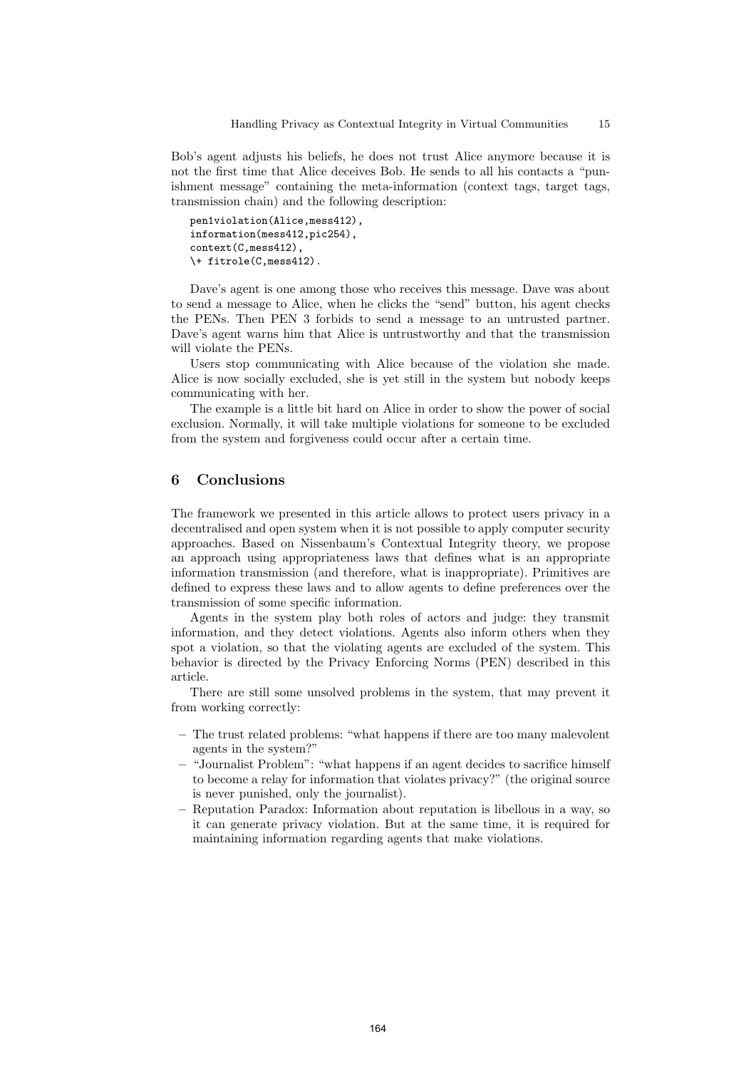Bob's agent adjusts his beliefs, he does not trust Alice anymore because it is not the first time that Alice deceives Bob. He sends to all his contacts a "punishment message" containing the meta-information (context tags, target tags, transmission chain) and the following description:

```
pen1violation(Alice,mess412),
information(mess412,pic254),
context(C,mess412),
\+ fitrole(C,mess412).
```

Dave's agent is one among those who receives this message. Dave was about to send a message to Alice, when he clicks the "send" button, his agent checks the PENs. Then PEN 3 forbids to send a message to an untrusted partner. Dave's agent warns him that Alice is untrustworthy and that the transmission will violate the PENs.

Users stop communicating with Alice because of the violation she made. Alice is now socially excluded, she is yet still in the system but nobody keeps communicating with her.

The example is a little bit hard on Alice in order to show the power of social exclusion. Normally, it will take multiple violations for someone to be excluded from the system and forgiveness could occur after a certain time.

## 6 Conclusions

The framework we presented in this article allows to protect users privacy in a decentralised and open system when it is not possible to apply computer security approaches. Based on Nissenbaum's Contextual Integrity theory, we propose an approach using appropriateness laws that defines what is an appropriate information transmission (and therefore, what is inappropriate). Primitives are defined to express these laws and to allow agents to define preferences over the transmission of some specific information.

Agents in the system play both roles of actors and judge: they transmit information, and they detect violations. Agents also inform others when they spot a violation, so that the violating agents are excluded of the system. This behavior is directed by the Privacy Enforcing Norms (PEN) described in this article.

There are still some unsolved problems in the system, that may prevent it from working correctly:

- The trust related problems: "what happens if there are too many malevolent agents in the system?"
- "Journalist Problem": "what happens if an agent decides to sacrifice himself to become a relay for information that violates privacy?" (the original source is never punished, only the journalist).
- Reputation Paradox: Information about reputation is libellous in a way, so it can generate privacy violation. But at the same time, it is required for maintaining information regarding agents that make violations.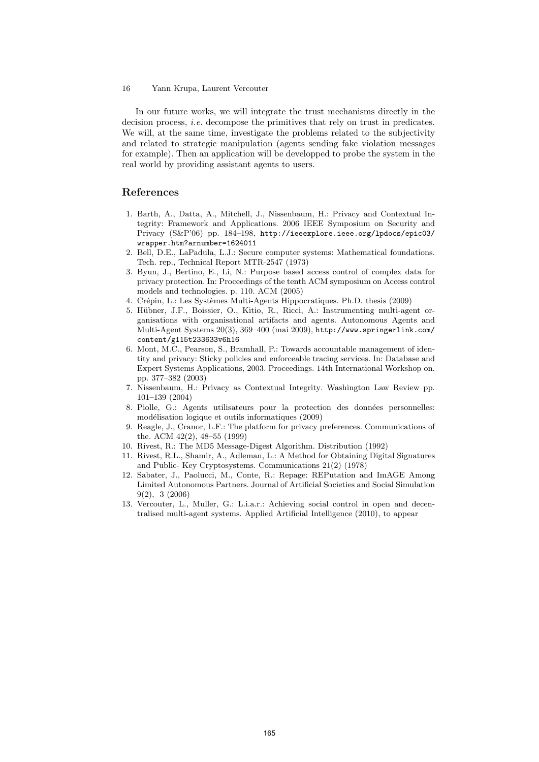In our future works, we will integrate the trust mechanisms directly in the decision process, *i.e.* decompose the primitives that rely on trust in predicates. We will, at the same time, investigate the problems related to the subjectivity and related to strategic manipulation (agents sending fake violation messages for example). Then an application will be developped to probe the system in the real world by providing assistant agents to users.

## References

1. Barth, A., Datta, A., Mitchell, J., Nissenbaum, H.: Privacy and Contextual Integrity: Framework and Applications. 2006 IEEE Symposium on Security and Privacy (S&P'06) pp. 184–198, http://ieeexplore.ieee.org/lpdocs/epic03/wrapper.htm?arnumber=1624011
2. Bell, D.E., LaPadula, L.J.: Secure computer systems: Mathematical foundations. Tech. rep., Technical Report MTR-2547 (1973)
3. Byun, J., Bertino, E., Li, N.: Purpose based access control of complex data for privacy protection. In: Proceedings of the tenth ACM symposium on Access control models and technologies. p. 110. ACM (2005)
4. Crépin, L.: Les Systèmes Multi-Agents Hippocratiques. Ph.D. thesis (2009)
5. Hübner, J.F., Boissier, O., Kitio, R., Ricci, A.: Instrumenting multi-agent organisations with organisational artifacts and agents. Autonomous Agents and Multi-Agent Systems 20(3), 369–400 (mai 2009), http://www.springerlink.com/content/g115t233633v6h16
6. Mont, M.C., Pearson, S., Bramhall, P.: Towards accountable management of identity and privacy: Sticky policies and enforceable tracing services. In: Database and Expert Systems Applications, 2003. Proceedings. 14th International Workshop on. pp. 377–382 (2003)
7. Nissenbaum, H.: Privacy as Contextual Integrity. Washington Law Review pp. 101–139 (2004)
8. Piolle, G.: Agents utilisateurs pour la protection des données personnelles: modélisation logique et outils informatiques (2009)
9. Reagle, J., Cranor, L.F.: The platform for privacy preferences. Communications of the. ACM 42(2), 48–55 (1999)
10. Rivest, R.: The MD5 Message-Digest Algorithm. Distribution (1992)
11. Rivest, R.L., Shamir, A., Adleman, L.: A Method for Obtaining Digital Signatures and Public- Key Cryptosystems. Communications 21(2) (1978)
12. Sabater, J., Paolucci, M., Conte, R.: Repage: REPutation and ImAGE Among Limited Autonomous Partners. Journal of Artificial Societies and Social Simulation 9(2), 3 (2006)
13. Vercouter, L., Muller, G.: L.i.a.r.: Achieving social control in open and decentralised multi-agent systems. Applied Artificial Intelligence (2010), to appear